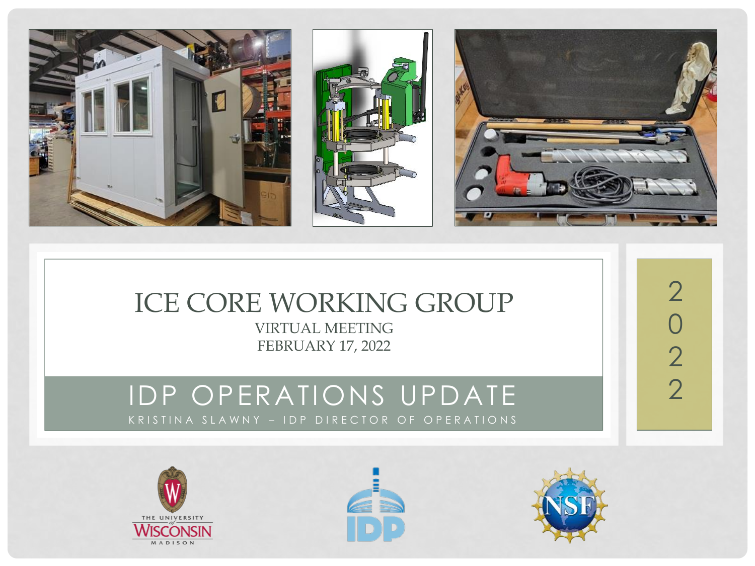# ICE CORE WORKING GROUP

VIRTUAL MEETING

FEBRUARY 17, 2022

## IDP OPERATIONS UPDATE

KRISTINA SLAWNY – IDP DIRECTOR OF OPERATIONS

2022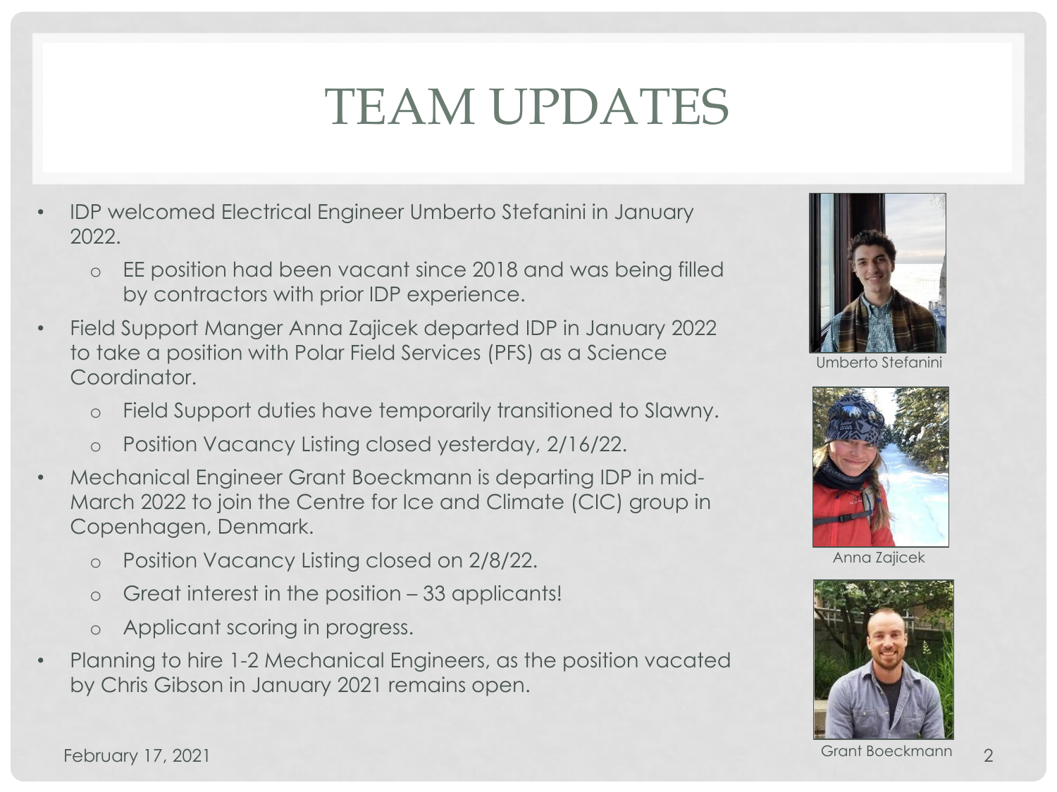# TEAM UPDATES

- IDP welcomed Electrical Engineer Umberto Stefanini in January 2022.
  - EE position had been vacant since 2018 and was being filled by contractors with prior IDP experience.
- Field Support Manger Anna Zajicek departed IDP in January 2022 to take a position with Polar Field Services (PFS) as a Science Coordinator.
  - Field Support duties have temporarily transitioned to Slawny.
  - Position Vacancy Listing closed yesterday, 2/16/22.
- Mechanical Engineer Grant Boeckmann is departing IDP in mid-March 2022 to join the Centre for Ice and Climate (CIC) group in Copenhagen, Denmark.
  - Position Vacancy Listing closed on 2/8/22.
  - Great interest in the position – 33 applicants!
  - Applicant scoring in progress.
- Planning to hire 1-2 Mechanical Engineers, as the position vacated by Chris Gibson in January 2021 remains open.

Umberto Stefanini

Anna Zajicek

Grant Boeckmann

February 17, 2021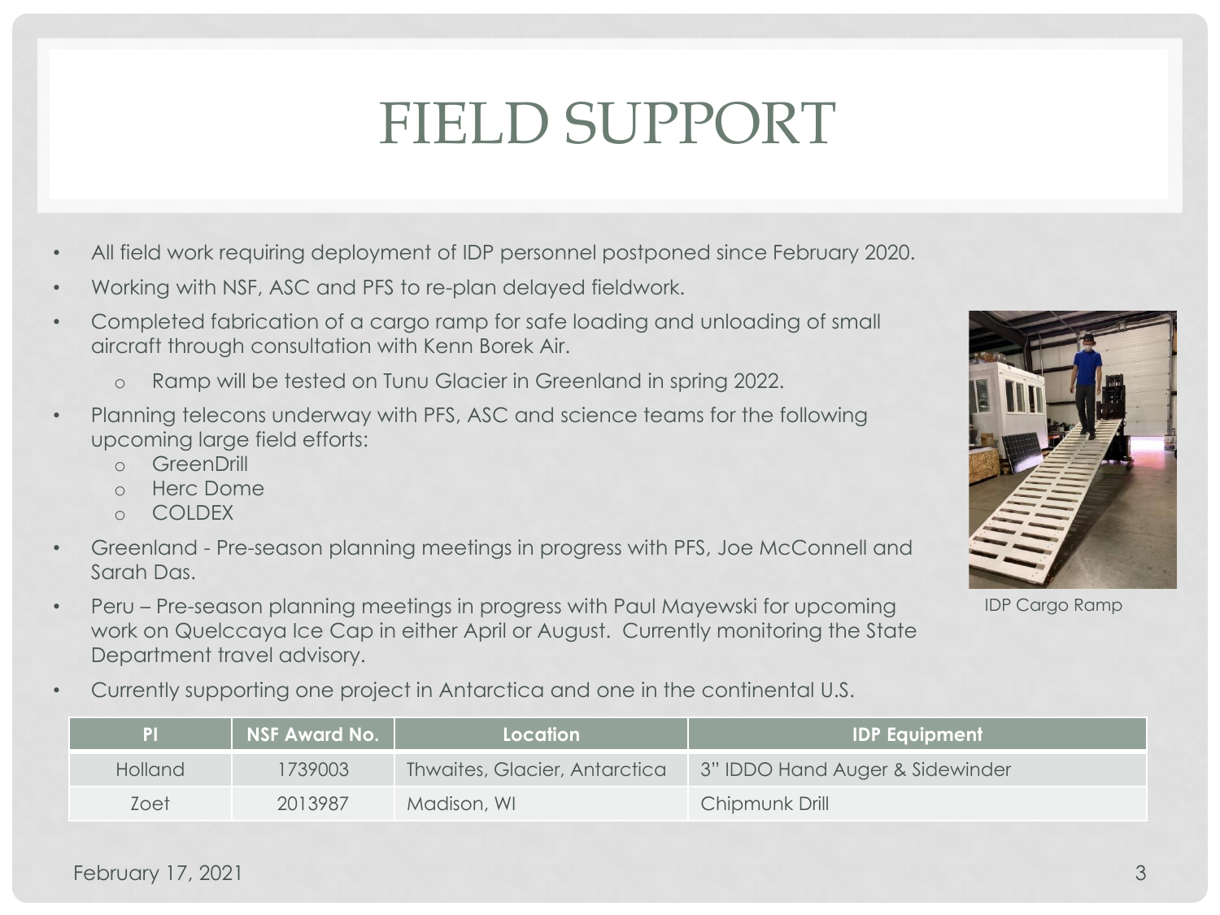# FIELD SUPPORT

- All field work requiring deployment of IDP personnel postponed since February 2020.
- Working with NSF, ASC and PFS to re-plan delayed fieldwork.
- Completed fabrication of a cargo ramp for safe loading and unloading of small aircraft through consultation with Kenn Borek Air.
  - Ramp will be tested on Tunu Glacier in Greenland in spring 2022.
- Planning telecons underway with PFS, ASC and science teams for the following upcoming large field efforts:
  - GreenDrill
  - Herc Dome
  - COLDEX
- Greenland - Pre-season planning meetings in progress with PFS, Joe McConnell and Sarah Das.
- Peru – Pre-season planning meetings in progress with Paul Mayewski for upcoming work on Quelccaya Ice Cap in either April or August. Currently monitoring the State Department travel advisory.
- Currently supporting one project in Antarctica and one in the continental U.S.

IDP Cargo Ramp

| PI | NSF Award No. | Location | IDP Equipment |
| --- | --- | --- | --- |
| Holland | 1739003 | Thwaites, Glacier, Antarctica | 3" IDDO Hand Auger & Sidewinder |
| Zoet | 2013987 | Madison, WI | Chipmunk Drill |

February 17, 2021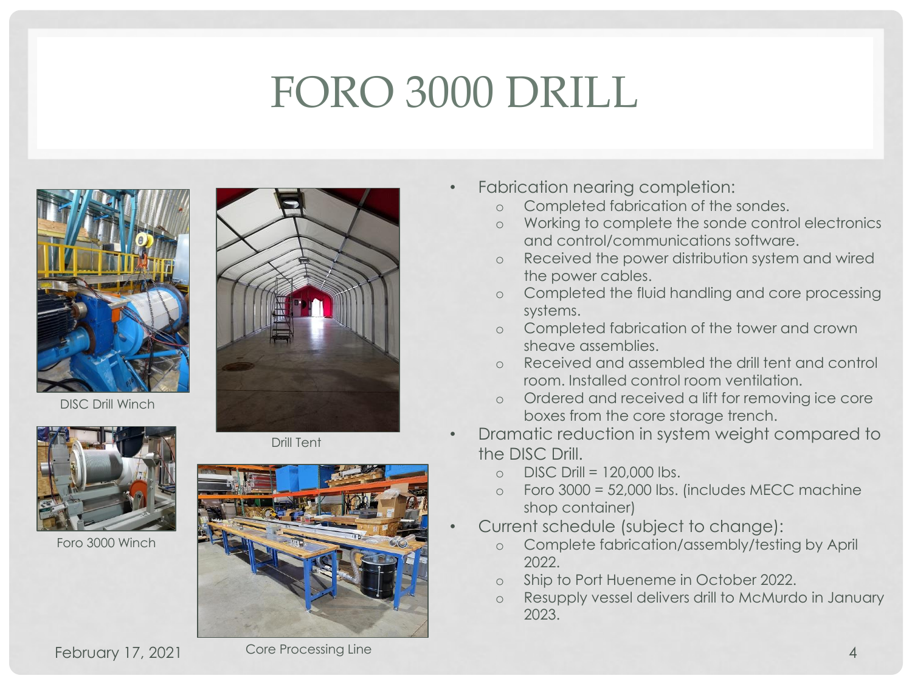# FORO 3000 DRILL

DISC Drill Winch

Drill Tent

Foro 3000 Winch

Core Processing Line

- Fabrication nearing completion:
  - Completed fabrication of the sondes.
  - Working to complete the sonde control electronics and control/communications software.
  - Received the power distribution system and wired the power cables.
  - Completed the fluid handling and core processing systems.
  - Completed fabrication of the tower and crown sheave assemblies.
  - Received and assembled the drill tent and control room. Installed control room ventilation.
  - Ordered and received a lift for removing ice core boxes from the core storage trench.
- Dramatic reduction in system weight compared to the DISC Drill.
  - DISC Drill = 120,000 lbs.
  - Foro 3000 = 52,000 lbs. (includes MECC machine shop container)
- Current schedule (subject to change):
  - Complete fabrication/assembly/testing by April 2022.
  - Ship to Port Hueneme in October 2022.
  - Resupply vessel delivers drill to McMurdo in January 2023.

February 17, 2021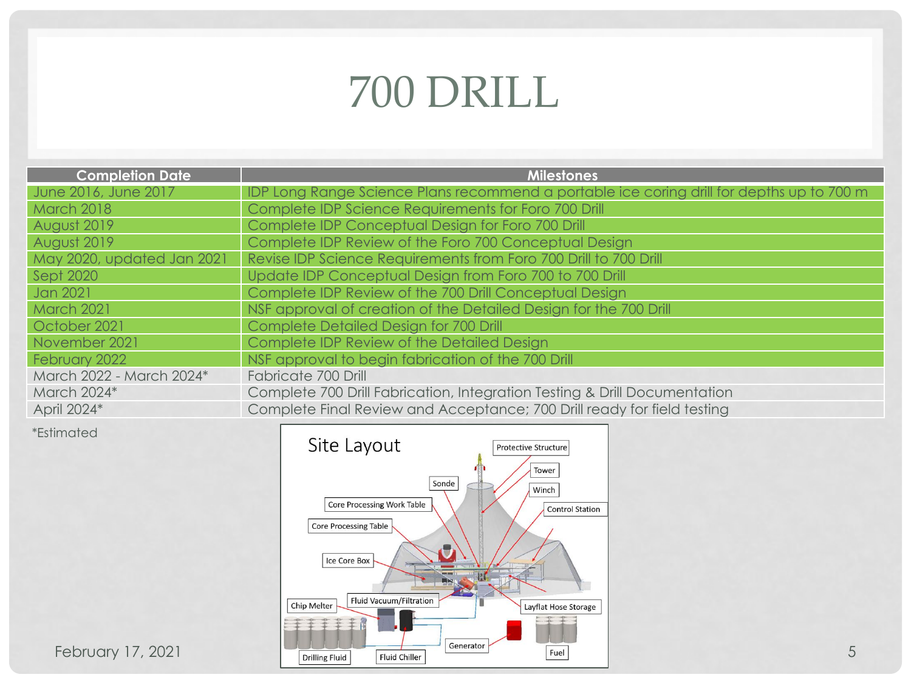# 700 DRILL

| Completion Date | Milestones |
| --- | --- |
| June 2016, June 2017 | IDP Long Range Science Plans recommend a portable ice coring drill for depths up to 700 m |
| March 2018 | Complete IDP Science Requirements for Foro 700 Drill |
| August 2019 | Complete IDP Conceptual Design for Foro 700 Drill |
| August 2019 | Complete IDP Review of the Foro 700 Conceptual Design |
| May 2020, updated Jan 2021 | Revise IDP Science Requirements from Foro 700 Drill to 700 Drill |
| Sept 2020 | Update IDP Conceptual Design from Foro 700 to 700 Drill |
| Jan 2021 | Complete IDP Review of the 700 Drill Conceptual Design |
| March 2021 | NSF approval of creation of the Detailed Design for the 700 Drill |
| October 2021 | Complete Detailed Design for 700 Drill |
| November 2021 | Complete IDP Review of the Detailed Design |
| February 2022 | NSF approval to begin fabrication of the 700 Drill |
| March 2022 - March 2024* | Fabricate 700 Drill |
| March 2024* | Complete 700 Drill Fabrication, Integration Testing & Drill Documentation |
| April 2024* | Complete Final Review and Acceptance; 700 Drill ready for field testing |

*Estimated

Site Layout

Protective Structure, Tower, Winch, Sonde, Control Station, Core Processing Work Table, Core Processing Table, Ice Core Box, Fluid Vacuum/Filtration, Chip Melter, Layflat Hose Storage, Generator, Fuel, Drilling Fluid, Fluid Chiller

February 17, 2021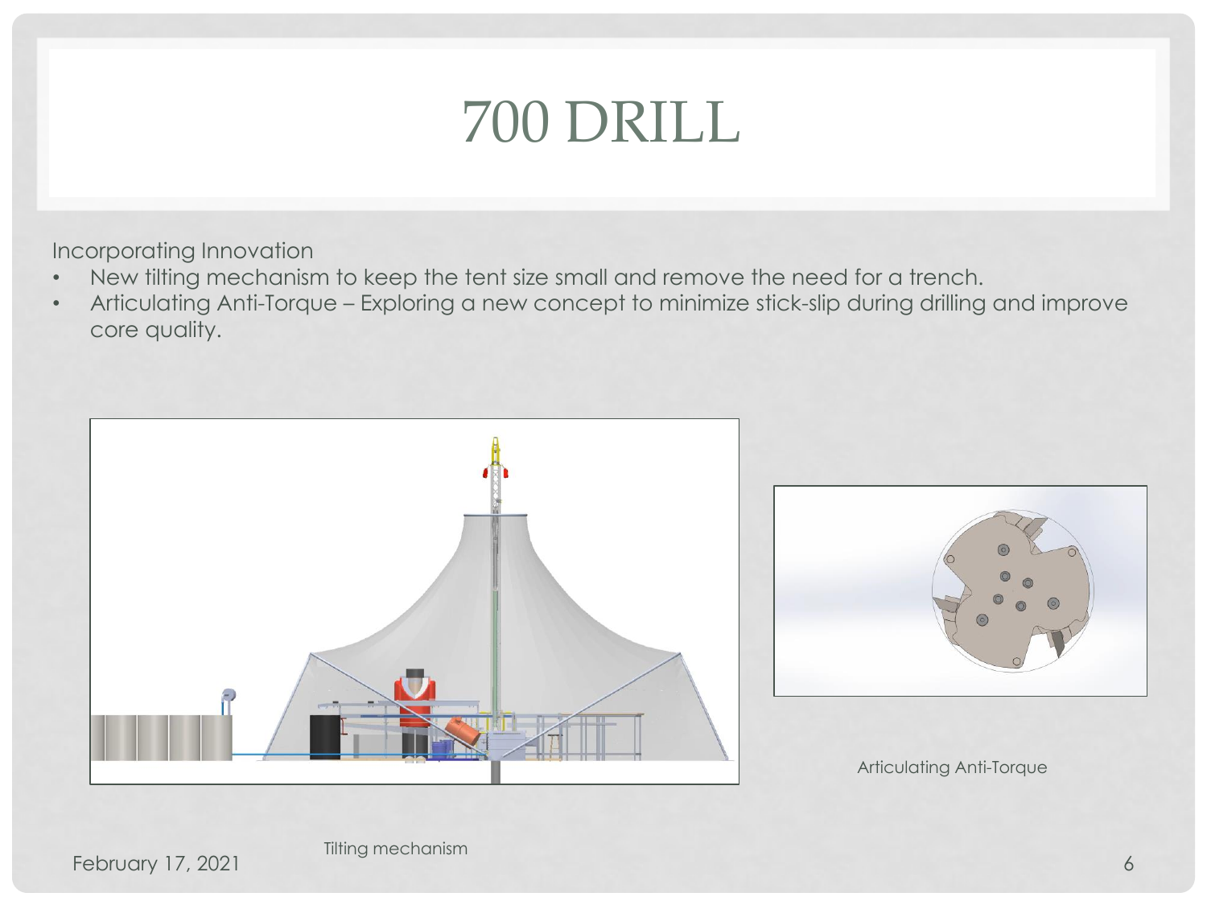# 700 DRILL

Incorporating Innovation

- New tilting mechanism to keep the tent size small and remove the need for a trench.
- Articulating Anti-Torque – Exploring a new concept to minimize stick-slip during drilling and improve core quality.

Articulating Anti-Torque

Tilting mechanism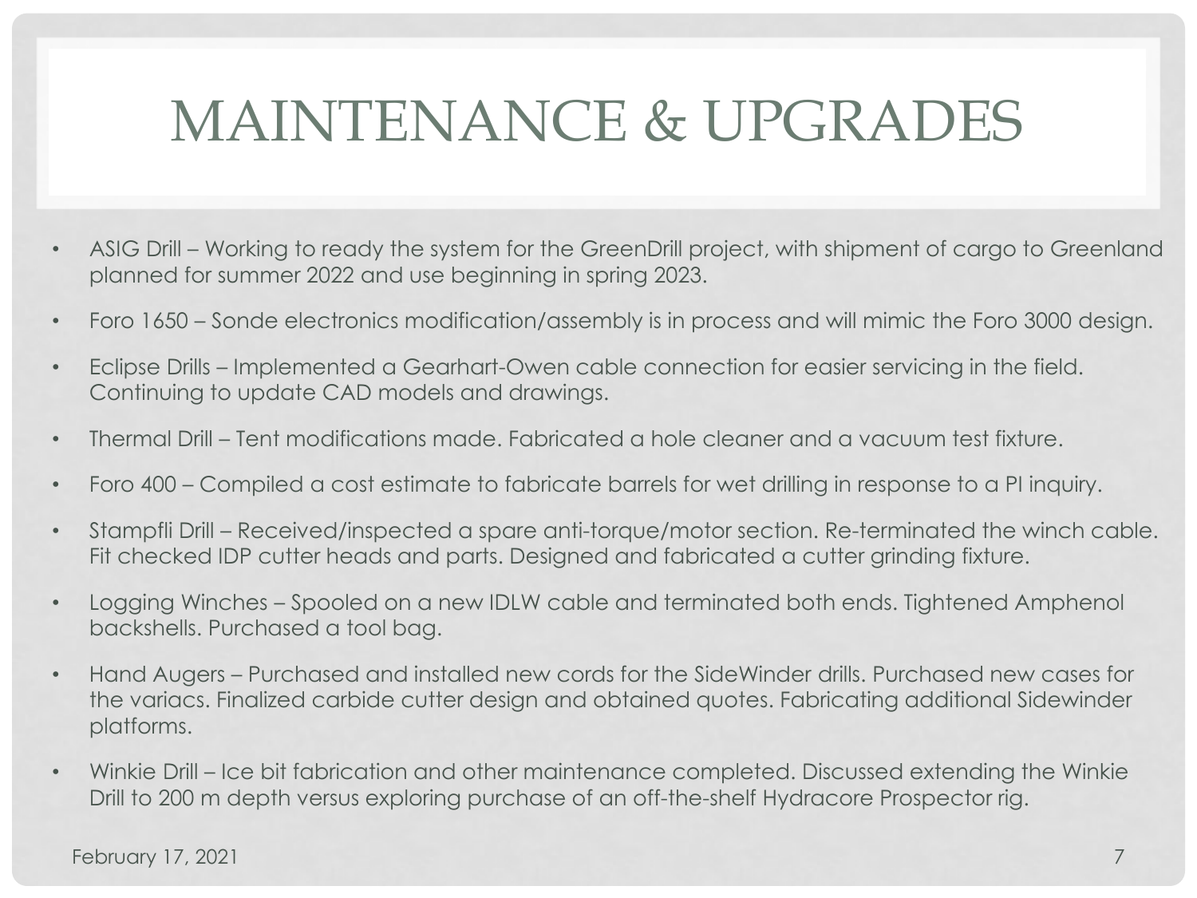# MAINTENANCE & UPGRADES

- ASIG Drill – Working to ready the system for the GreenDrill project, with shipment of cargo to Greenland planned for summer 2022 and use beginning in spring 2023.
- Foro 1650 – Sonde electronics modification/assembly is in process and will mimic the Foro 3000 design.
- Eclipse Drills – Implemented a Gearhart-Owen cable connection for easier servicing in the field. Continuing to update CAD models and drawings.
- Thermal Drill – Tent modifications made. Fabricated a hole cleaner and a vacuum test fixture.
- Foro 400 – Compiled a cost estimate to fabricate barrels for wet drilling in response to a PI inquiry.
- Stampfli Drill – Received/inspected a spare anti-torque/motor section. Re-terminated the winch cable. Fit checked IDP cutter heads and parts. Designed and fabricated a cutter grinding fixture.
- Logging Winches – Spooled on a new IDLW cable and terminated both ends. Tightened Amphenol backshells. Purchased a tool bag.
- Hand Augers – Purchased and installed new cords for the SideWinder drills. Purchased new cases for the variacs. Finalized carbide cutter design and obtained quotes. Fabricating additional Sidewinder platforms.
- Winkie Drill – Ice bit fabrication and other maintenance completed. Discussed extending the Winkie Drill to 200 m depth versus exploring purchase of an off-the-shelf Hydracore Prospector rig.

February 17, 2021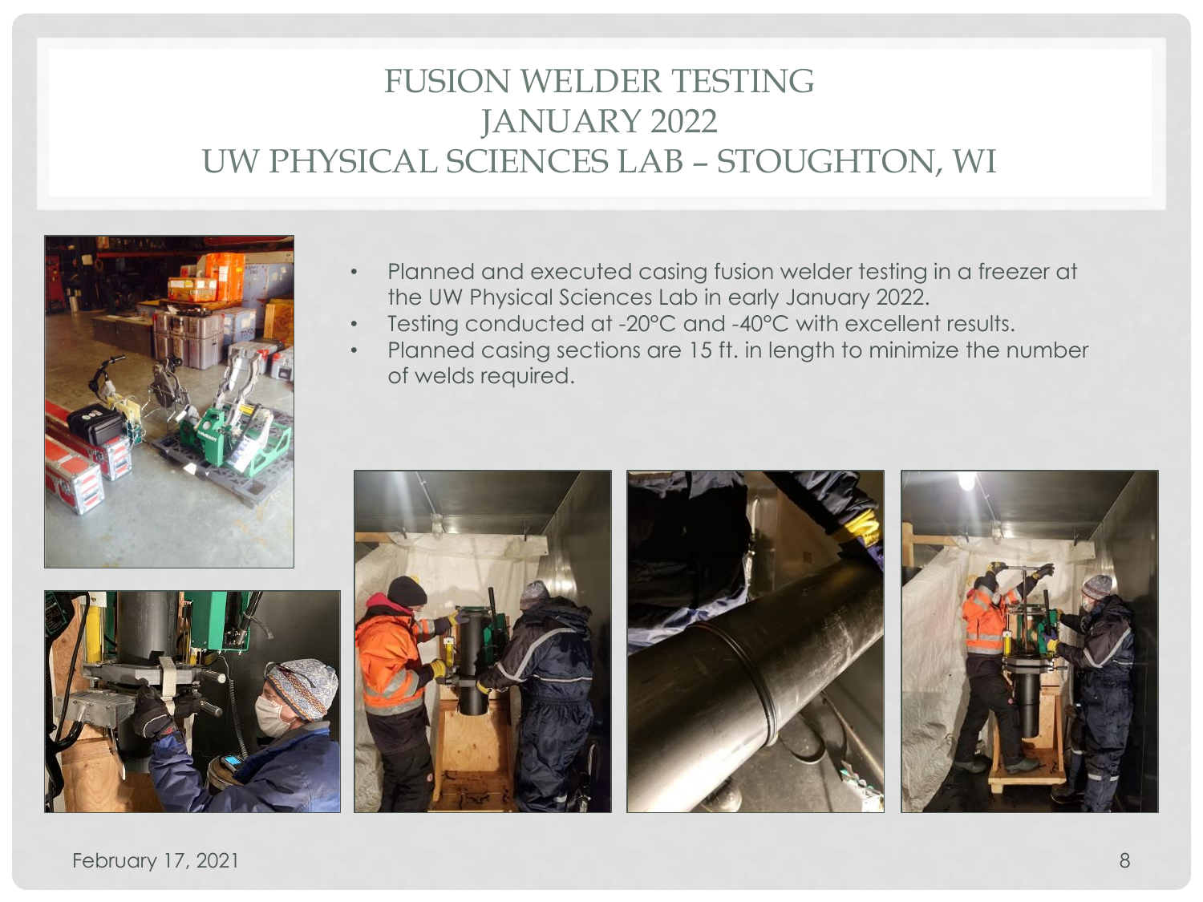# FUSION WELDER TESTING
# JANUARY 2022
# UW PHYSICAL SCIENCES LAB – STOUGHTON, WI

- Planned and executed casing fusion welder testing in a freezer at the UW Physical Sciences Lab in early January 2022.
- Testing conducted at -20°C and -40°C with excellent results.
- Planned casing sections are 15 ft. in length to minimize the number of welds required.

February 17, 2021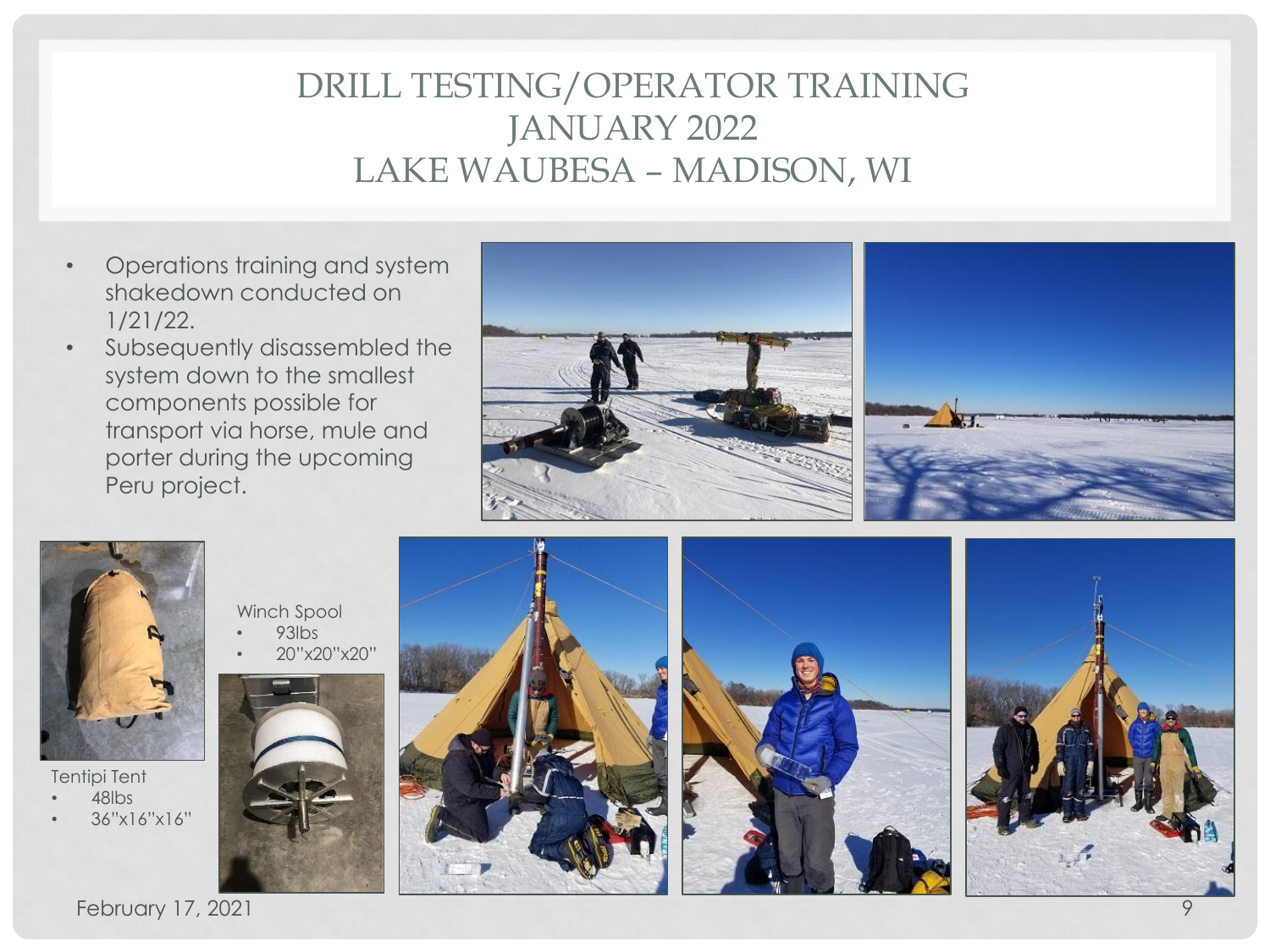# DRILL TESTING/OPERATOR TRAINING
# JANUARY 2022
# LAKE WAUBESA – MADISON, WI

- Operations training and system shakedown conducted on 1/21/22.
- Subsequently disassembled the system down to the smallest components possible for transport via horse, mule and porter during the upcoming Peru project.

Tentipi Tent
- 48lbs
- 36"x16"x16"

Winch Spool
- 93lbs
- 20"x20"x20"

February 17, 2021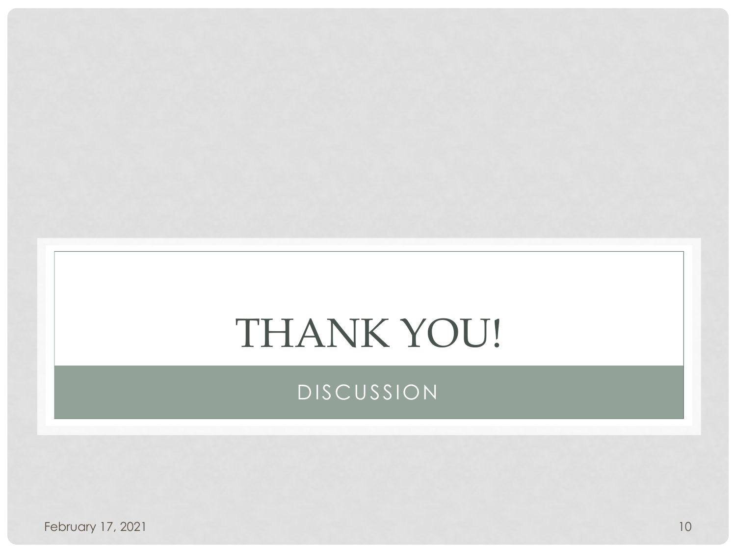# THANK YOU!

DISCUSSION